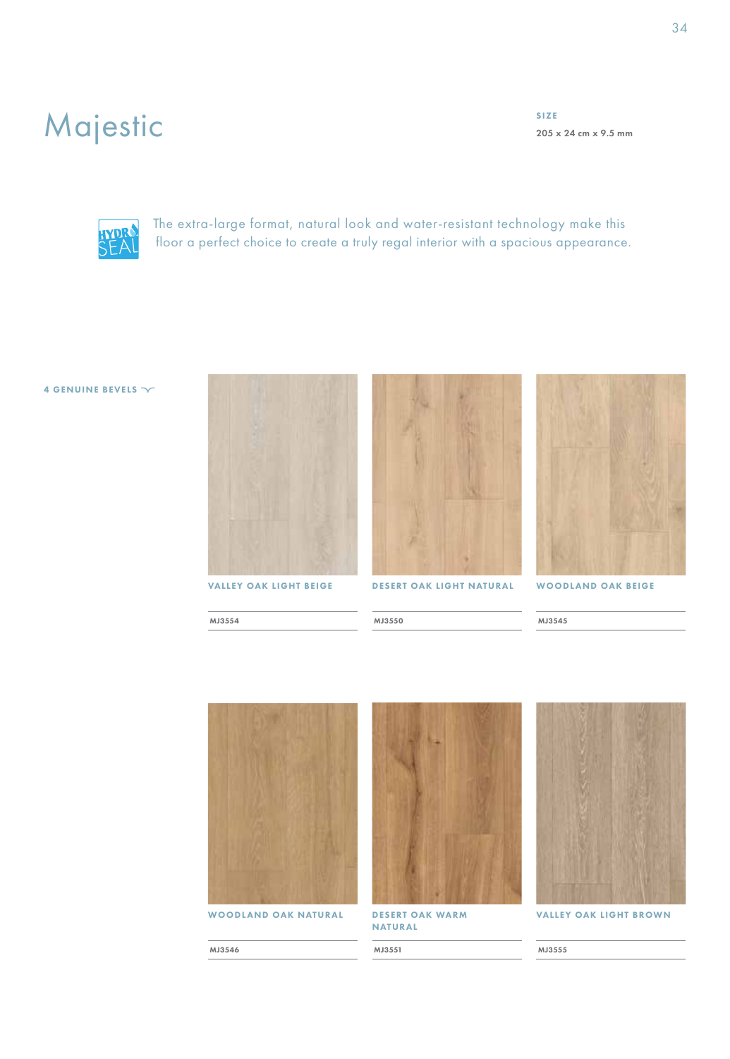# Majestic

**SIZE**

205 x 24 cm x 9.5 mm

HYDRO SEAL

The extra-large format, natural look and water-resistant technology make this floor a perfect choice to create a truly regal interior with a spacious appearance.

**4 GENUINE BEVELS**

**VALLEY OAK LIGHT BEIGE**

MJ3554

**DESERT OAK LIGHT NATURAL**

MJ3550

**WOODLAND OAK BEIGE**

MJ3545

**WOODLAND OAK NATURAL**

MJ3546

**DESERT OAK WARM NATURAL**

MJ3551

**VALLEY OAK LIGHT BROWN**

MJ3555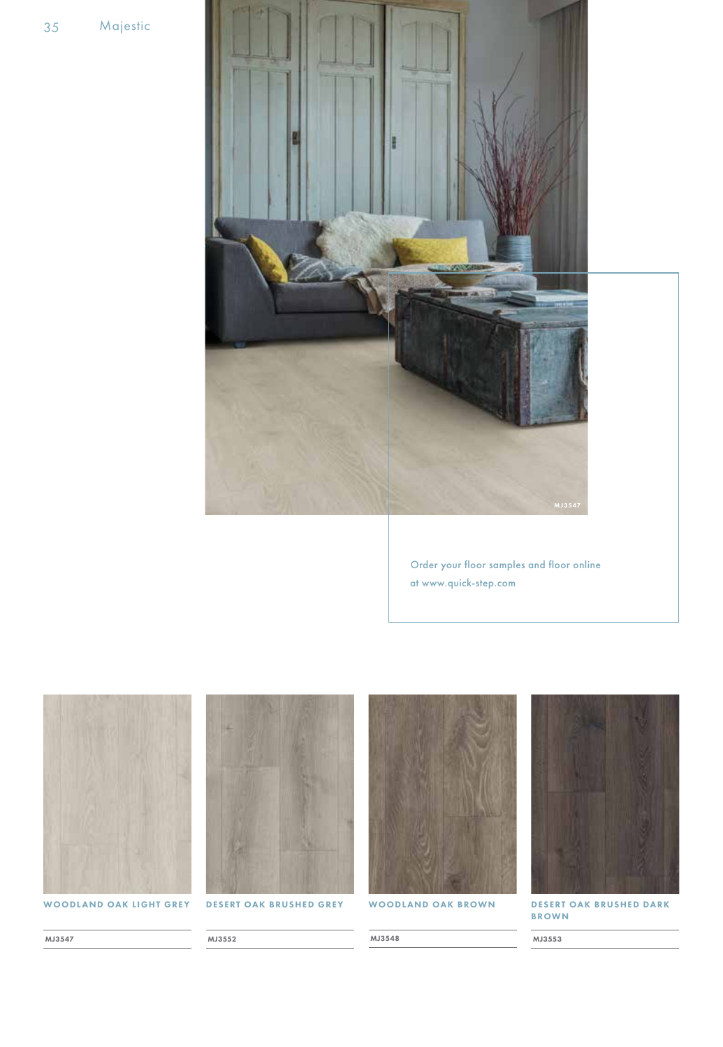# Majestic

MJ3547

Order your floor samples and floor online at www.quick-step.com

| | | | |
|---|---|---|---|
| WOODLAND OAK LIGHT GREY | DESERT OAK BRUSHED GREY | WOODLAND OAK BROWN | DESERT OAK BRUSHED DARK BROWN |
| MJ3547 | MJ3552 | MJ3548 | MJ3553 |